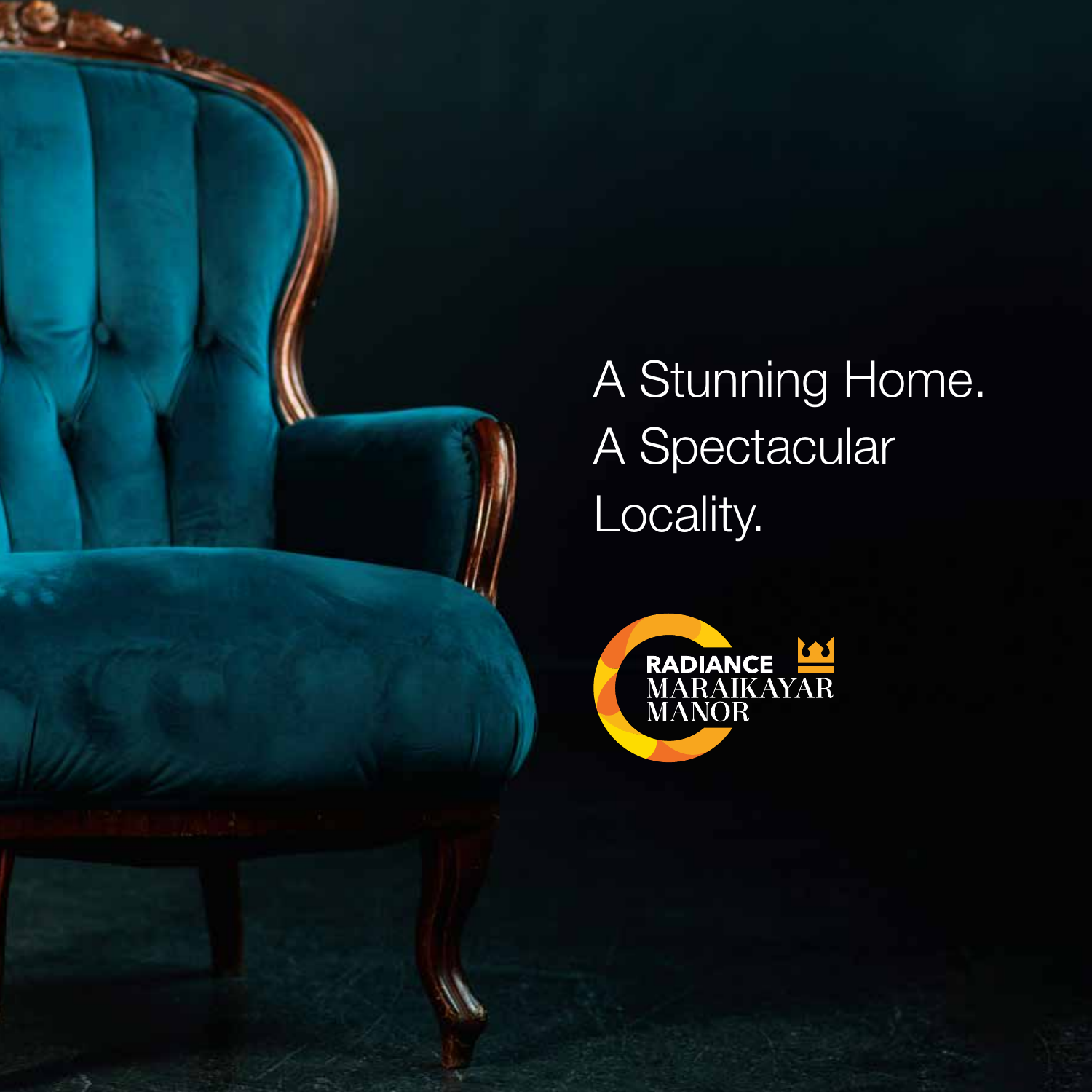A Stunning Home.
A Spectacular
Locality.

RADIANCE
MARAIKAYAR
MANOR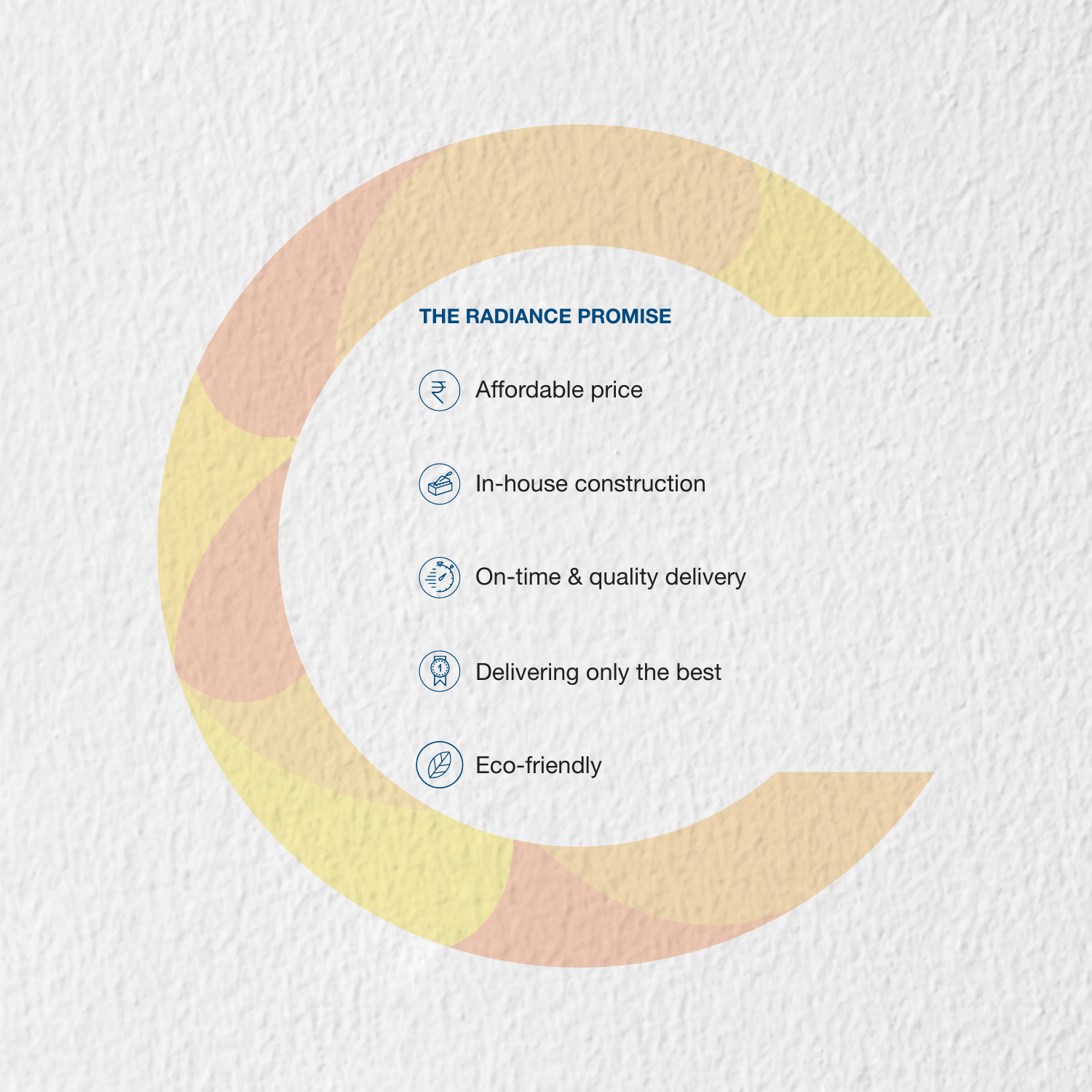## THE RADIANCE PROMISE

- Affordable price
- In-house construction
- On-time & quality delivery
- Delivering only the best
- Eco-friendly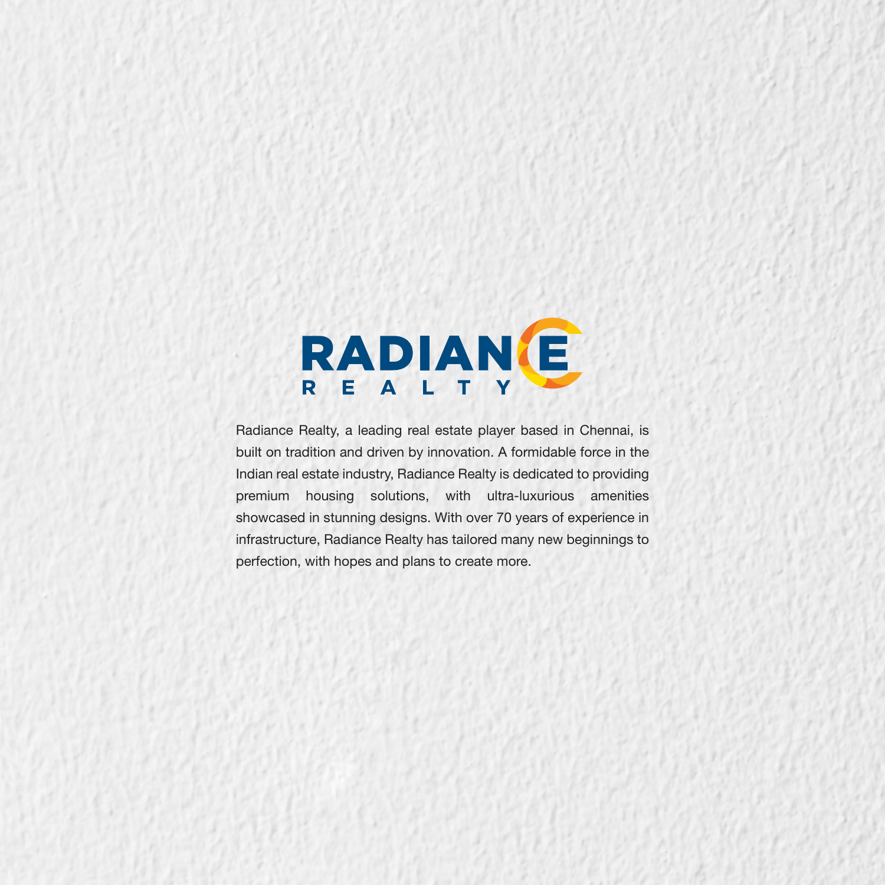RADIANCE REALTY

Radiance Realty, a leading real estate player based in Chennai, is built on tradition and driven by innovation. A formidable force in the Indian real estate industry, Radiance Realty is dedicated to providing premium housing solutions, with ultra-luxurious amenities showcased in stunning designs. With over 70 years of experience in infrastructure, Radiance Realty has tailored many new beginnings to perfection, with hopes and plans to create more.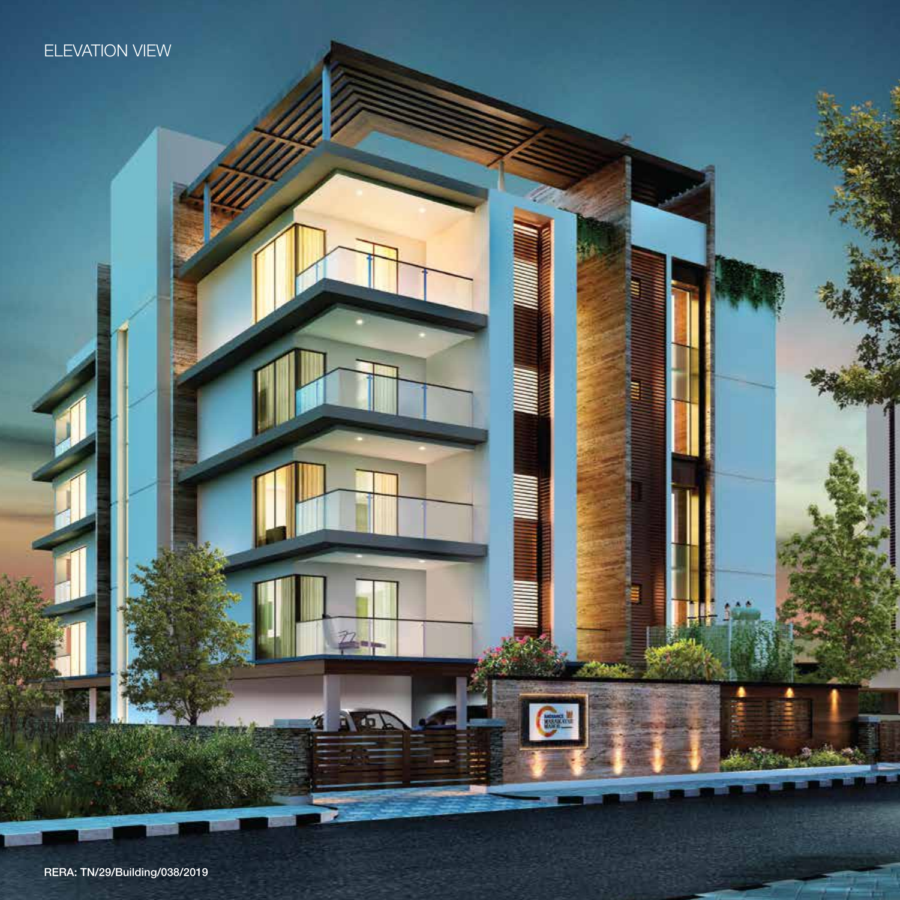ELEVATION VIEW

RERA: TN/29/Building/038/2019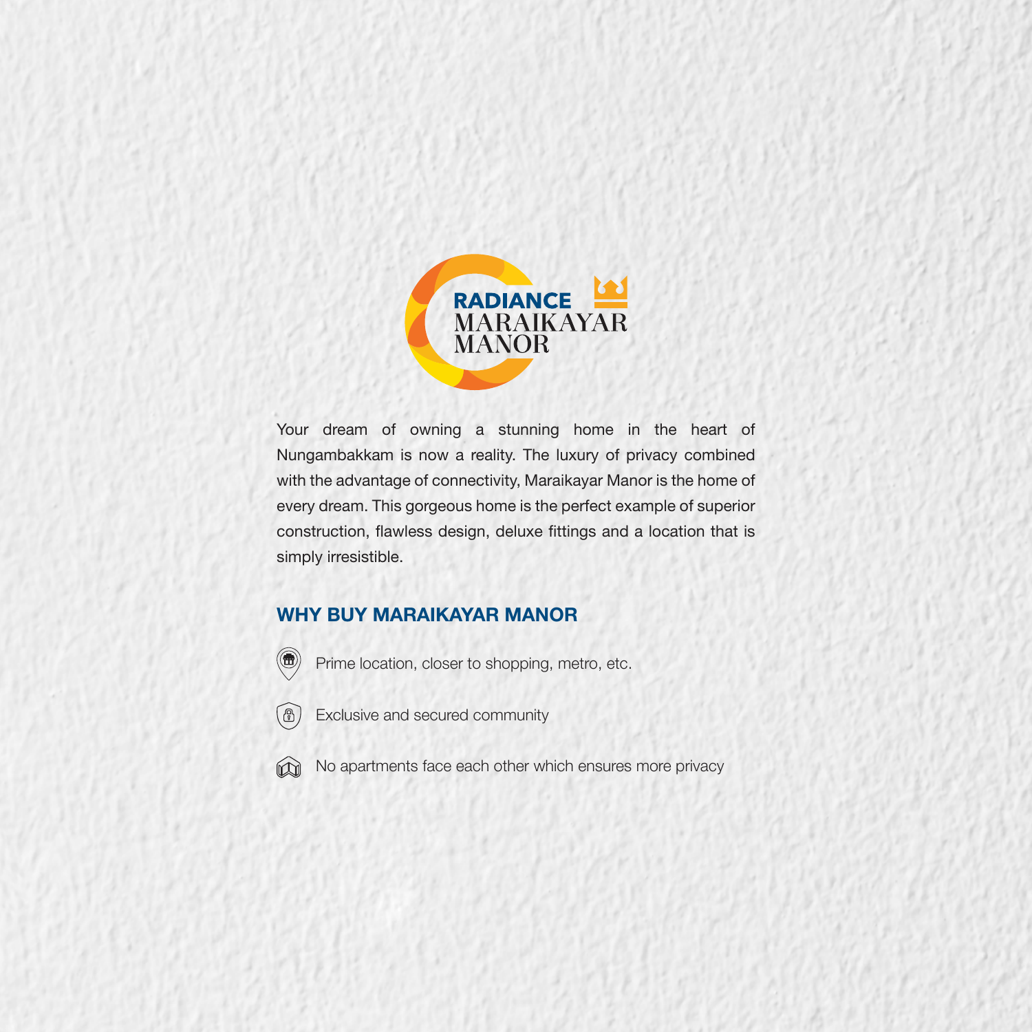RADIANCE
MARAIKAYAR
MANOR

Your dream of owning a stunning home in the heart of Nungambakkam is now a reality. The luxury of privacy combined with the advantage of connectivity, Maraikayar Manor is the home of every dream. This gorgeous home is the perfect example of superior construction, flawless design, deluxe fittings and a location that is simply irresistible.

## WHY BUY MARAIKAYAR MANOR

- Prime location, closer to shopping, metro, etc.
- Exclusive and secured community
- No apartments face each other which ensures more privacy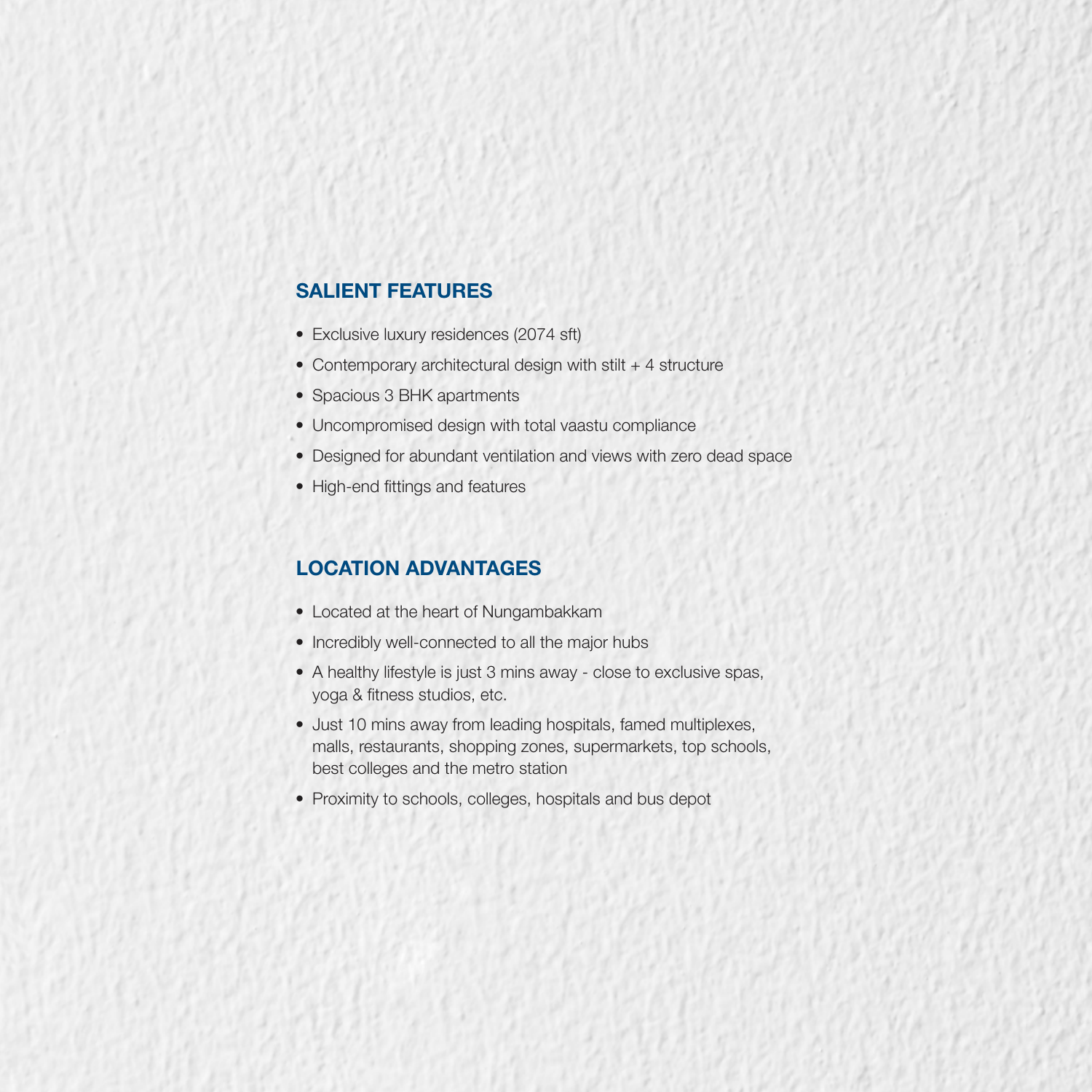## SALIENT FEATURES

- Exclusive luxury residences (2074 sft)
- Contemporary architectural design with stilt + 4 structure
- Spacious 3 BHK apartments
- Uncompromised design with total vaastu compliance
- Designed for abundant ventilation and views with zero dead space
- High-end fittings and features

## LOCATION ADVANTAGES

- Located at the heart of Nungambakkam
- Incredibly well-connected to all the major hubs
- A healthy lifestyle is just 3 mins away - close to exclusive spas, yoga & fitness studios, etc.
- Just 10 mins away from leading hospitals, famed multiplexes, malls, restaurants, shopping zones, supermarkets, top schools, best colleges and the metro station
- Proximity to schools, colleges, hospitals and bus depot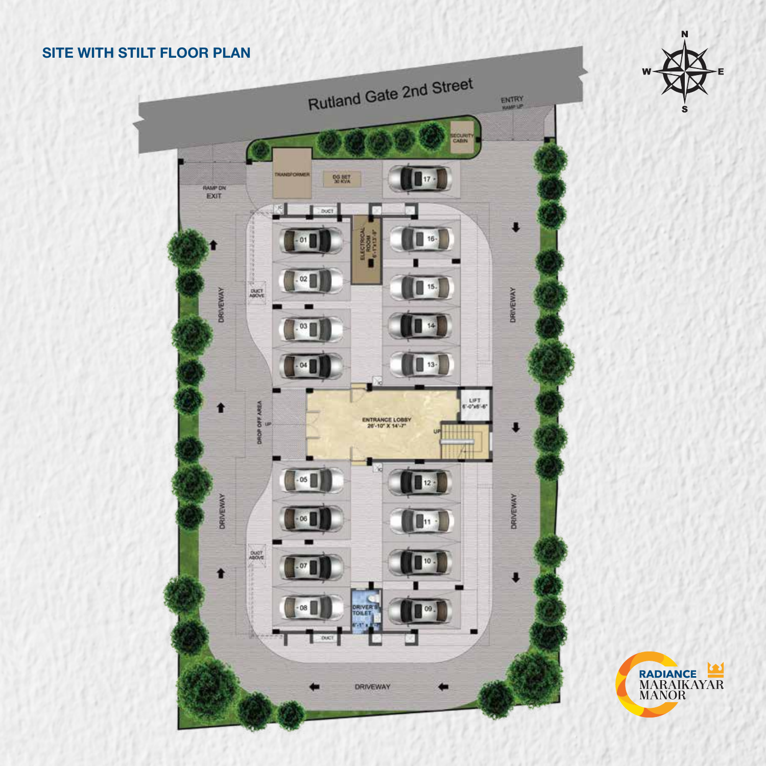# SITE WITH STILT FLOOR PLAN

Rutland Gate 2nd Street

ENTRY RAMP UP

SECURITY CABIN

TRANSFORMER

DG SET 30 KVA

RAMP DN EXIT

DUCT

ELECTRICAL ROOM 6'-1"x13'-8"

DUCT ABOVE

DRIVEWAY

DROP OFF AREA

ENTRANCE LOBBY 26'-10" X 14'-7"

LIFT 6'-0"x6'-6"

UP

DRIVER'S TOILET 6'-1" x 5'-7"

01 02 03 04 05 06 07 08 09 10 11 12 13 14 15 16 17

RADIANCE MARAIKAYAR MANOR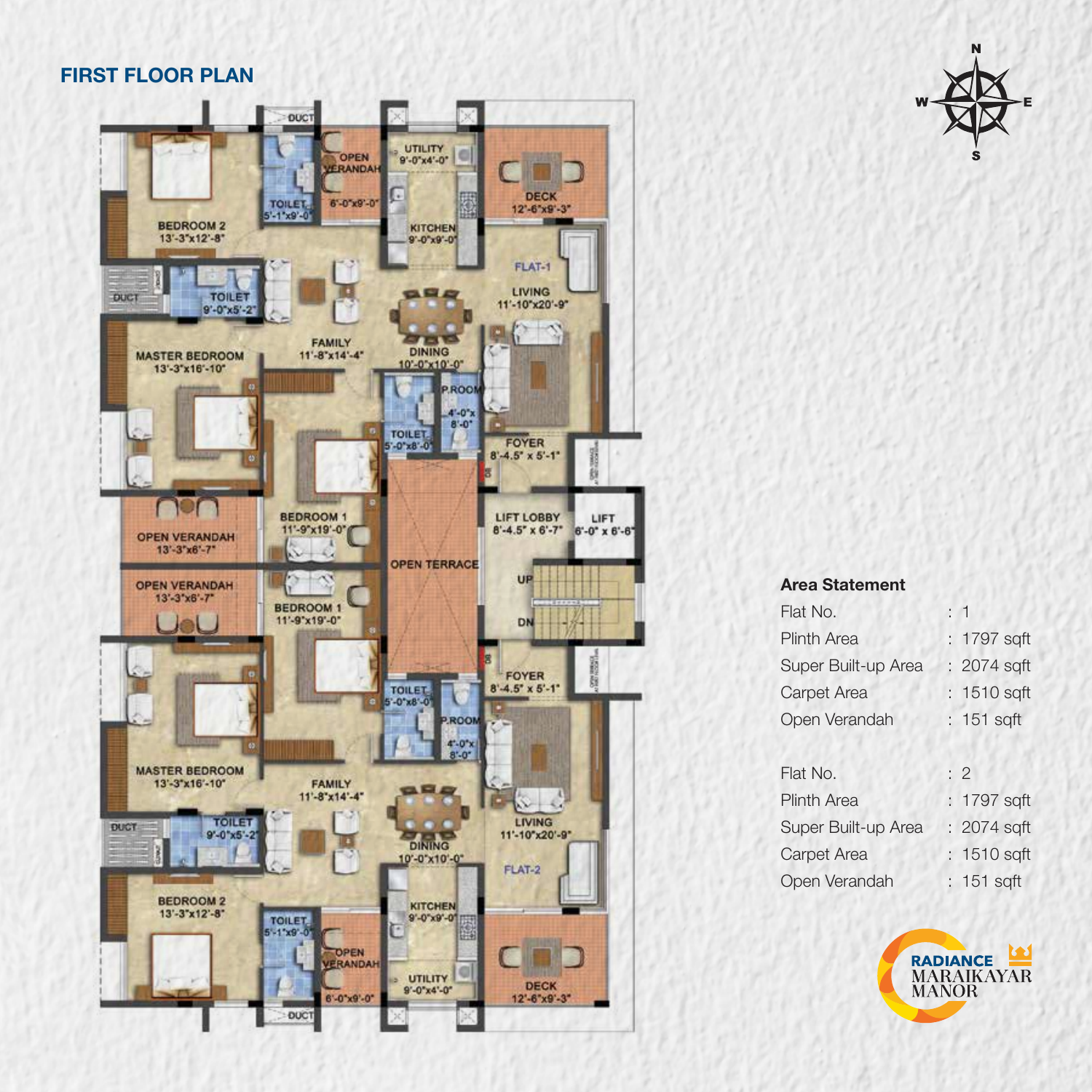# FIRST FLOOR PLAN

BEDROOM 2
13'-3"x12'-8"

TOILET
5'-1"x9'-0"

OPEN VERANDAH
6'-0"x9'-0"

UTILITY
9'-0"x4'-0"

KITCHEN
9'-0"x9'-0"

DECK
12'-6"x9'-3"

FLAT-1

LIVING
11'-10"x20'-9"

DUCT

TOILET
9'-0"x5'-2"

MASTER BEDROOM
13'-3"x16'-10"

FAMILY
11'-8"x14'-4"

DINING
10'-0"x10'-0"

P.ROOM
4'-0"x 8'-0"

TOILET
5'-0"x8'-0"

FOYER
8'-4.5" x 5'-1"

BEDROOM 1
11'-9"x19'-0"

OPEN VERANDAH
13'-3"x6'-7"

OPEN TERRACE

LIFT LOBBY
8'-4.5" x 6'-7"

LIFT
6'-0" x 6'-6"

UP

DN

OPEN VERANDAH
13'-3"x6'-7"

BEDROOM 1
11'-9"x19'-0"

TOILET
5'-0"x8'-0"

P.ROOM
4'-0"x 8'-0"

FOYER
8'-4.5" x 5'-1"

MASTER BEDROOM
13'-3"x16'-10"

FAMILY
11'-8"x14'-4"

DINING
10'-0"x10'-0"

LIVING
11'-10"x20'-9"

DUCT

TOILET
9'-0"x5'-2"

FLAT-2

BEDROOM 2
13'-3"x12'-8"

TOILET
5'-1"x9'-0"

OPEN VERANDAH
6'-0"x9'-0"

KITCHEN
9'-0"x9'-0"

UTILITY
9'-0"x4'-0"

DECK
12'-6"x9'-3"

DUCT

N W E S

## Area Statement

| | | |
|---|---|---|
| Flat No. | : | 1 |
| Plinth Area | : | 1797 sqft |
| Super Built-up Area | : | 2074 sqft |
| Carpet Area | : | 1510 sqft |
| Open Verandah | : | 151 sqft |
| | | |
| Flat No. | : | 2 |
| Plinth Area | : | 1797 sqft |
| Super Built-up Area | : | 2074 sqft |
| Carpet Area | : | 1510 sqft |
| Open Verandah | : | 151 sqft |

RADIANCE MARAIKAYAR MANOR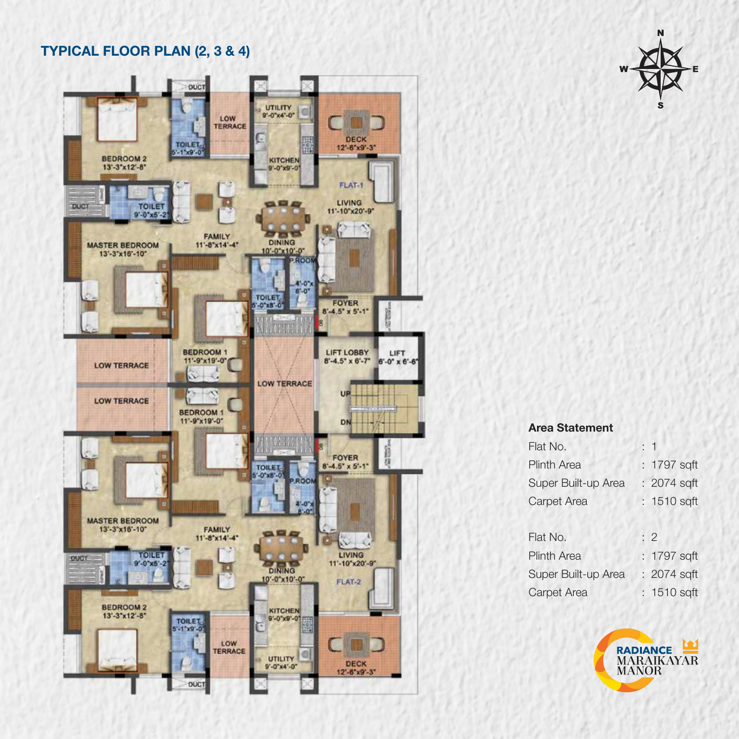# TYPICAL FLOOR PLAN (2, 3 & 4)

FLAT-1: BEDROOM 2 13'-3"x12'-8" · TOILET 5'-1"x9'-0" · LOW TERRACE · UTILITY 9'-0"x4'-0" · DECK 12'-6"x9'-3" · KITCHEN 9'-0"x9'-0" · DUCT · TOILET 9'-0"x5'-2" · LIVING 11'-10"x20'-9" · FAMILY 11'-8"x14'-4" · MASTER BEDROOM 13'-3"x16'-10" · DINING 10'-0"x10'-0" · P.ROOM 4'-0"x8'-0" · TOILET 5'-0"x8'-0" · FOYER 8'-4.5" x 5'-1" · BEDROOM 1 11'-9"x19'-0"

LOW TERRACE · LIFT LOBBY 8'-4.5" x 6'-7" · LIFT 6'-0" x 6'-6" · LOW TERRACE · LOW TERRACE · UP · DN

FLAT-2: BEDROOM 1 11'-9"x19'-0" · FOYER 8'-4.5" x 5'-1" · TOILET 5'-0"x8'-0" · P.ROOM 4'-0"x8'-0" · MASTER BEDROOM 13'-3"x16'-10" · FAMILY 11'-8"x14'-4" · DUCT · TOILET 9'-0"x5'-2" · DINING 10'-0"x10'-0" · LIVING 11'-10"x20'-9" · BEDROOM 2 13'-3"x12'-8" · KITCHEN 9'-0"x9'-0" · TOILET 5'-1"x9'-0" · LOW TERRACE · UTILITY 9'-0"x4'-0" · DECK 12'-6"x9'-3" · DUCT

N · E · S · W

**Area Statement**

| | | |
|---|---|---|
| Flat No. | : | 1 |
| Plinth Area | : | 1797 sqft |
| Super Built-up Area | : | 2074 sqft |
| Carpet Area | : | 1510 sqft |
| | | |
| Flat No. | : | 2 |
| Plinth Area | : | 1797 sqft |
| Super Built-up Area | : | 2074 sqft |
| Carpet Area | : | 1510 sqft |

RADIANCE MARAIKAYAR MANOR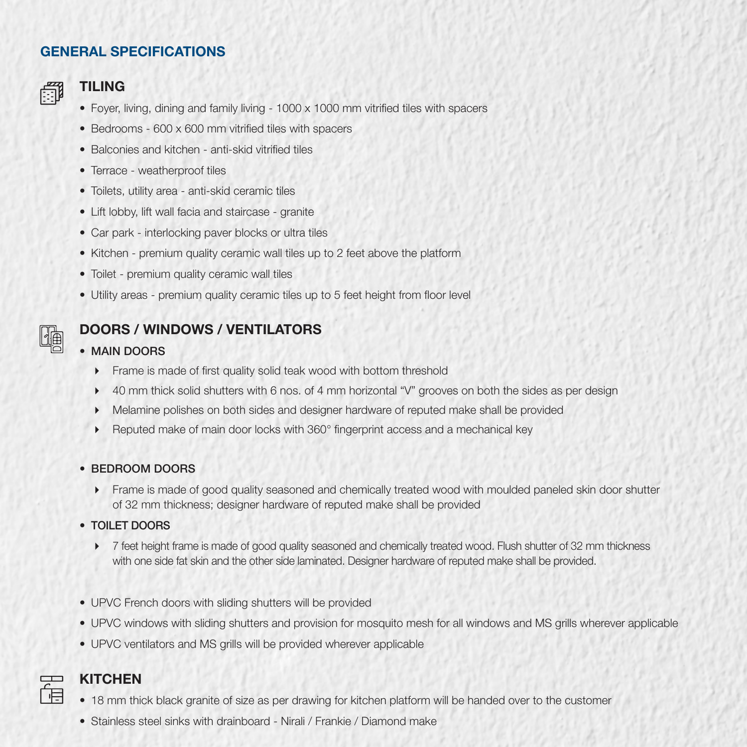## GENERAL SPECIFICATIONS

### TILING

- Foyer, living, dining and family living - 1000 x 1000 mm vitrified tiles with spacers
- Bedrooms - 600 x 600 mm vitrified tiles with spacers
- Balconies and kitchen - anti-skid vitrified tiles
- Terrace - weatherproof tiles
- Toilets, utility area - anti-skid ceramic tiles
- Lift lobby, lift wall facia and staircase - granite
- Car park - interlocking paver blocks or ultra tiles
- Kitchen - premium quality ceramic wall tiles up to 2 feet above the platform
- Toilet - premium quality ceramic wall tiles
- Utility areas - premium quality ceramic tiles up to 5 feet height from floor level

### DOORS / WINDOWS / VENTILATORS

- **MAIN DOORS**
  - Frame is made of first quality solid teak wood with bottom threshold
  - 40 mm thick solid shutters with 6 nos. of 4 mm horizontal "V" grooves on both the sides as per design
  - Melamine polishes on both sides and designer hardware of reputed make shall be provided
  - Reputed make of main door locks with 360° fingerprint access and a mechanical key

- **BEDROOM DOORS**
  - Frame is made of good quality seasoned and chemically treated wood with moulded paneled skin door shutter of 32 mm thickness; designer hardware of reputed make shall be provided

- **TOILET DOORS**
  - 7 feet height frame is made of good quality seasoned and chemically treated wood. Flush shutter of 32 mm thickness with one side fat skin and the other side laminated. Designer hardware of reputed make shall be provided.

- UPVC French doors with sliding shutters will be provided
- UPVC windows with sliding shutters and provision for mosquito mesh for all windows and MS grills wherever applicable
- UPVC ventilators and MS grills will be provided wherever applicable

### KITCHEN

- 18 mm thick black granite of size as per drawing for kitchen platform will be handed over to the customer
- Stainless steel sinks with drainboard - Nirali / Frankie / Diamond make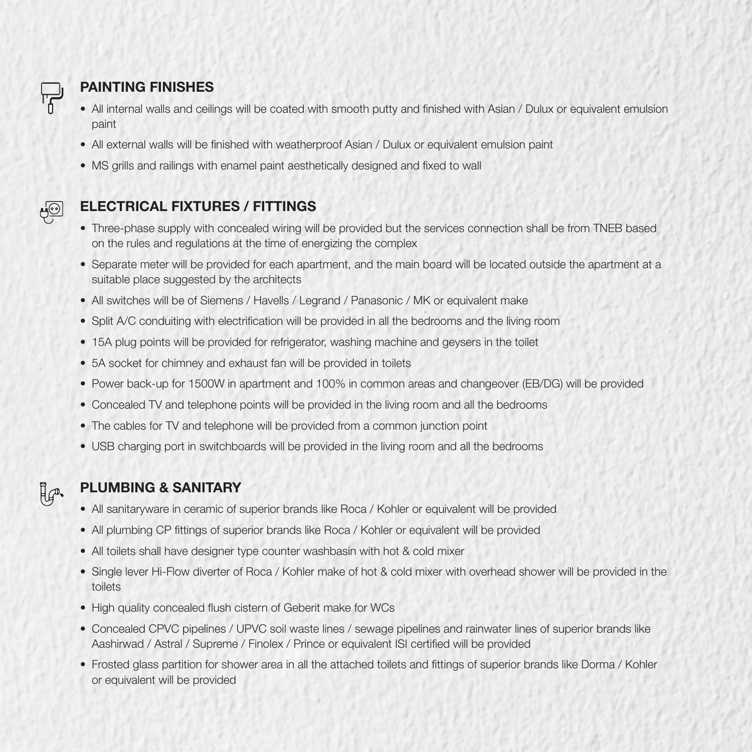## PAINTING FINISHES

- All internal walls and ceilings will be coated with smooth putty and finished with Asian / Dulux or equivalent emulsion paint
- All external walls will be finished with weatherproof Asian / Dulux or equivalent emulsion paint
- MS grills and railings with enamel paint aesthetically designed and fixed to wall

## ELECTRICAL FIXTURES / FITTINGS

- Three-phase supply with concealed wiring will be provided but the services connection shall be from TNEB based on the rules and regulations at the time of energizing the complex
- Separate meter will be provided for each apartment, and the main board will be located outside the apartment at a suitable place suggested by the architects
- All switches will be of Siemens / Havells / Legrand / Panasonic / MK or equivalent make
- Split A/C conduiting with electrification will be provided in all the bedrooms and the living room
- 15A plug points will be provided for refrigerator, washing machine and geysers in the toilet
- 5A socket for chimney and exhaust fan will be provided in toilets
- Power back-up for 1500W in apartment and 100% in common areas and changeover (EB/DG) will be provided
- Concealed TV and telephone points will be provided in the living room and all the bedrooms
- The cables for TV and telephone will be provided from a common junction point
- USB charging port in switchboards will be provided in the living room and all the bedrooms

## PLUMBING & SANITARY

- All sanitaryware in ceramic of superior brands like Roca / Kohler or equivalent will be provided
- All plumbing CP fittings of superior brands like Roca / Kohler or equivalent will be provided
- All toilets shall have designer type counter washbasin with hot & cold mixer
- Single lever Hi-Flow diverter of Roca / Kohler make of hot & cold mixer with overhead shower will be provided in the toilets
- High quality concealed flush cistern of Geberit make for WCs
- Concealed CPVC pipelines / UPVC soil waste lines / sewage pipelines and rainwater lines of superior brands like Aashirwad / Astral / Supreme / Finolex / Prince or equivalent ISI certified will be provided
- Frosted glass partition for shower area in all the attached toilets and fittings of superior brands like Dorma / Kohler or equivalent will be provided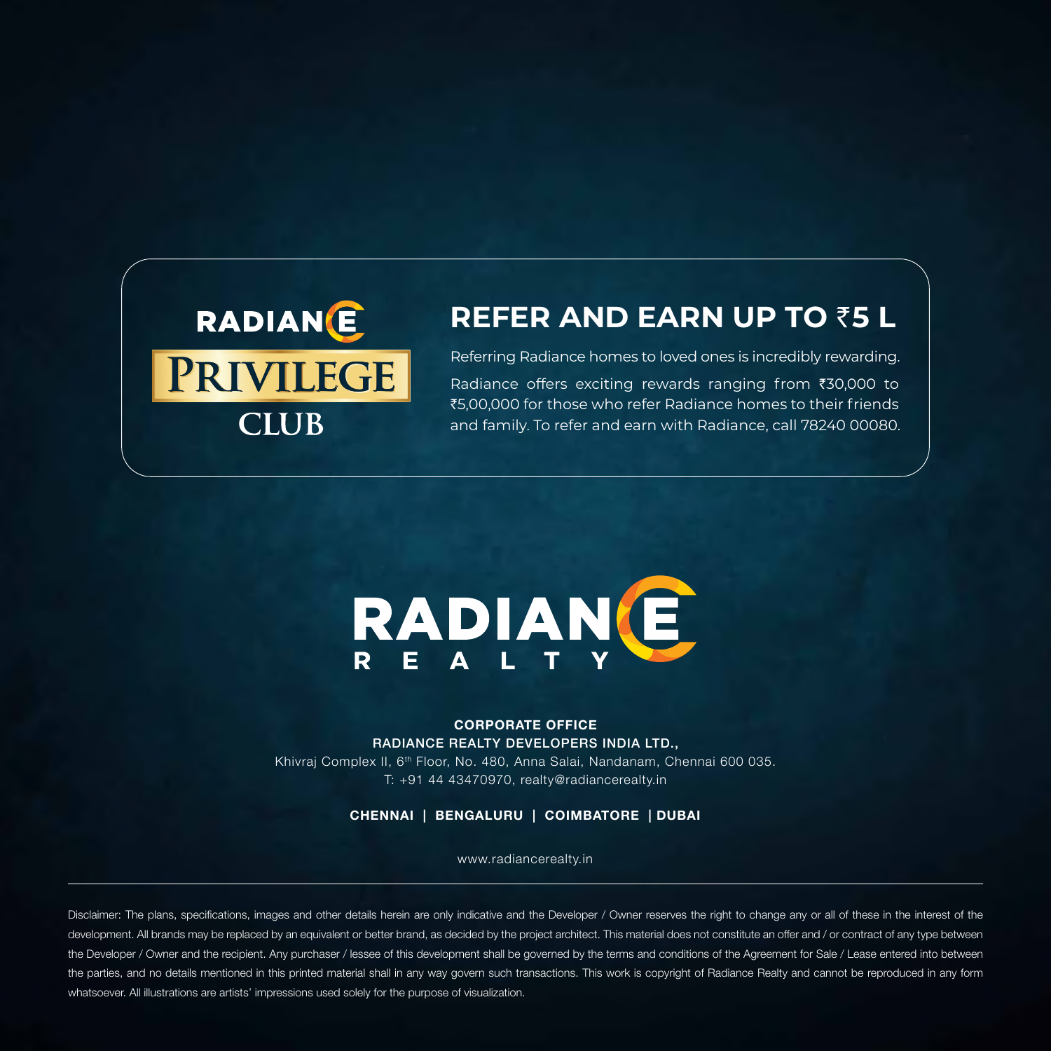RADIANCE

PRIVILEGE

CLUB

## REFER AND EARN UP TO ₹5 L

Referring Radiance homes to loved ones is incredibly rewarding.

Radiance offers exciting rewards ranging from ₹30,000 to ₹5,00,000 for those who refer Radiance homes to their friends and family. To refer and earn with Radiance, call 78240 00080.

RADIANCE REALTY

**CORPORATE OFFICE**

**RADIANCE REALTY DEVELOPERS INDIA LTD.,**

Khivraj Complex II, 6th Floor, No. 480, Anna Salai, Nandanam, Chennai 600 035.

T: +91 44 43470970, realty@radiancerealty.in

**CHENNAI | BENGALURU | COIMBATORE | DUBAI**

www.radiancerealty.in

---

Disclaimer: The plans, specifications, images and other details herein are only indicative and the Developer / Owner reserves the right to change any or all of these in the interest of the development. All brands may be replaced by an equivalent or better brand, as decided by the project architect. This material does not constitute an offer and / or contract of any type between the Developer / Owner and the recipient. Any purchaser / lessee of this development shall be governed by the terms and conditions of the Agreement for Sale / Lease entered into between the parties, and no details mentioned in this printed material shall in any way govern such transactions. This work is copyright of Radiance Realty and cannot be reproduced in any form whatsoever. All illustrations are artists' impressions used solely for the purpose of visualization.